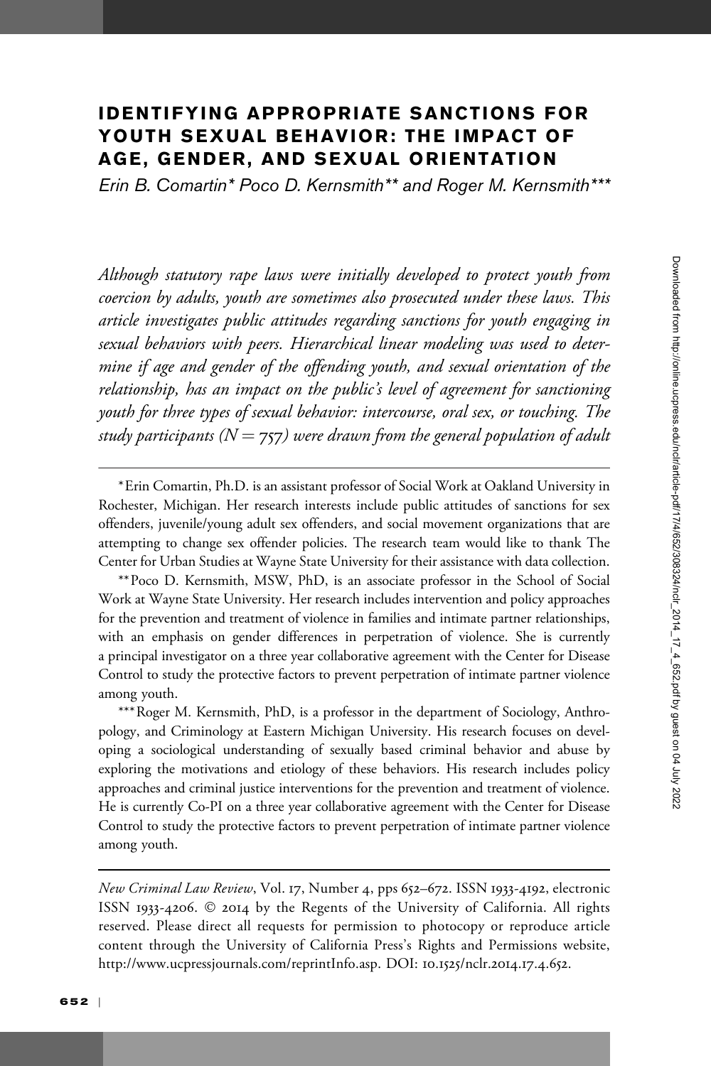# IDENTIFYING APPROPRIATE SANCTIONS FOR YOUTH SEXUAL BEHAVIOR: THE IMPACT OF AGE, GENDER, AND SEXUAL ORIENTATION

*Erin B. Comartin\* Poco D. Kernsmith\*\* and Roger M. Kernsmith\*\*\**

*Although statutory rape laws were initially developed to protect youth from coercion by adults, youth are sometimes also prosecuted under these laws. This article investigates public attitudes regarding sanctions for youth engaging in sexual behaviors with peers. Hierarchical linear modeling was used to determine if age and gender of the offending youth, and sexual orientation of the relationship, has an impact on the public's level of agreement for sanctioning youth for three types of sexual behavior: intercourse, oral sex, or touching. The study participants (N = 757) were drawn from the general population of adult*

---

\*Erin Comartin, Ph.D. is an assistant professor of Social Work at Oakland University in Rochester, Michigan. Her research interests include public attitudes of sanctions for sex offenders, juvenile/young adult sex offenders, and social movement organizations that are attempting to change sex offender policies. The research team would like to thank The Center for Urban Studies at Wayne State University for their assistance with data collection.

\*\*Poco D. Kernsmith, MSW, PhD, is an associate professor in the School of Social Work at Wayne State University. Her research includes intervention and policy approaches for the prevention and treatment of violence in families and intimate partner relationships, with an emphasis on gender differences in perpetration of violence. She is currently a principal investigator on a three year collaborative agreement with the Center for Disease Control to study the protective factors to prevent perpetration of intimate partner violence among youth.

\*\*\*Roger M. Kernsmith, PhD, is a professor in the department of Sociology, Anthropology, and Criminology at Eastern Michigan University. His research focuses on developing a sociological understanding of sexually based criminal behavior and abuse by exploring the motivations and etiology of these behaviors. His research includes policy approaches and criminal justice interventions for the prevention and treatment of violence. He is currently Co-PI on a three year collaborative agreement with the Center for Disease Control to study the protective factors to prevent perpetration of intimate partner violence among youth.

---

*New Criminal Law Review*, Vol. 17, Number 4, pps 652–672. ISSN 1933-4192, electronic ISSN 1933-4206. © 2014 by the Regents of the University of California. All rights reserved. Please direct all requests for permission to photocopy or reproduce article content through the University of California Press's Rights and Permissions website, http://www.ucpressjournals.com/reprintInfo.asp. DOI: 10.1525/nclr.2014.17.4.652.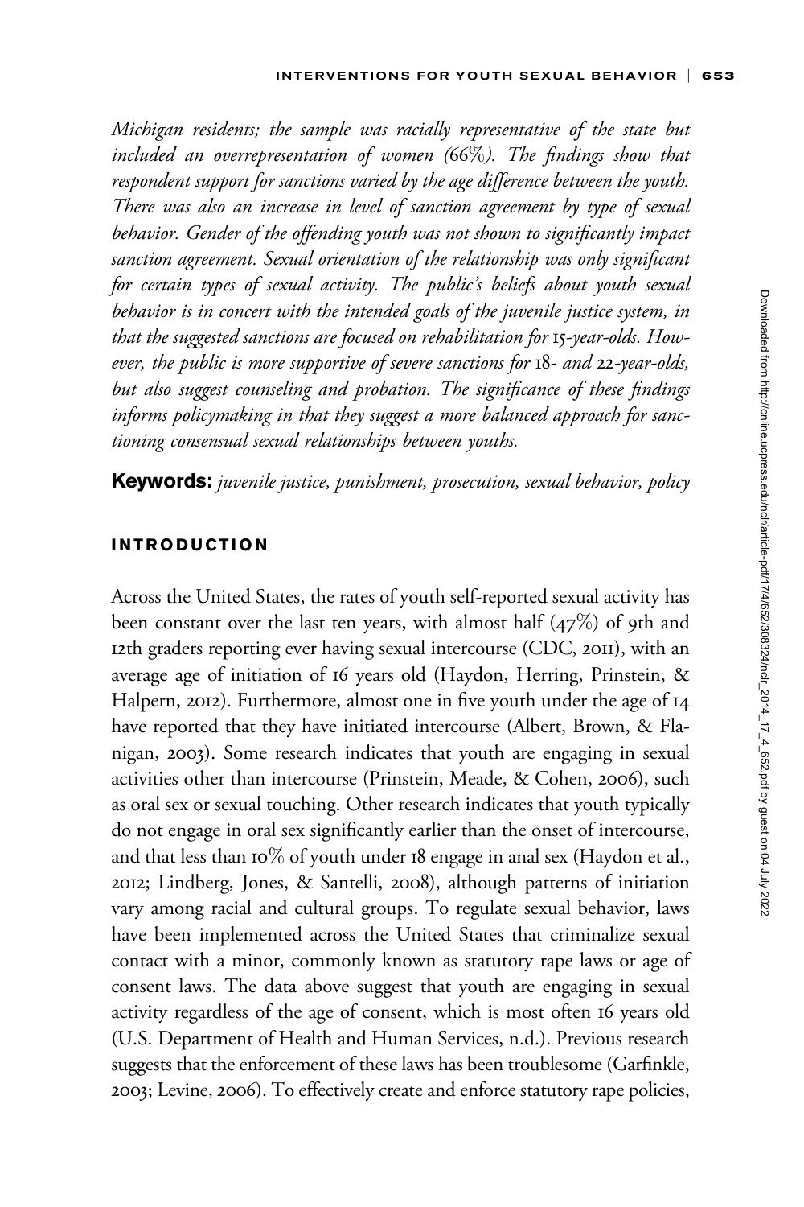*Michigan residents; the sample was racially representative of the state but included an overrepresentation of women (66%). The findings show that respondent support for sanctions varied by the age difference between the youth. There was also an increase in level of sanction agreement by type of sexual behavior. Gender of the offending youth was not shown to significantly impact sanction agreement. Sexual orientation of the relationship was only significant for certain types of sexual activity. The public's beliefs about youth sexual behavior is in concert with the intended goals of the juvenile justice system, in that the suggested sanctions are focused on rehabilitation for 15-year-olds. However, the public is more supportive of severe sanctions for 18- and 22-year-olds, but also suggest counseling and probation. The significance of these findings informs policymaking in that they suggest a more balanced approach for sanctioning consensual sexual relationships between youths.*

**Keywords:** *juvenile justice, punishment, prosecution, sexual behavior, policy*

## INTRODUCTION

Across the United States, the rates of youth self-reported sexual activity has been constant over the last ten years, with almost half (47%) of 9th and 12th graders reporting ever having sexual intercourse (CDC, 2011), with an average age of initiation of 16 years old (Haydon, Herring, Prinstein, & Halpern, 2012). Furthermore, almost one in five youth under the age of 14 have reported that they have initiated intercourse (Albert, Brown, & Flanigan, 2003). Some research indicates that youth are engaging in sexual activities other than intercourse (Prinstein, Meade, & Cohen, 2006), such as oral sex or sexual touching. Other research indicates that youth typically do not engage in oral sex significantly earlier than the onset of intercourse, and that less than 10% of youth under 18 engage in anal sex (Haydon et al., 2012; Lindberg, Jones, & Santelli, 2008), although patterns of initiation vary among racial and cultural groups. To regulate sexual behavior, laws have been implemented across the United States that criminalize sexual contact with a minor, commonly known as statutory rape laws or age of consent laws. The data above suggest that youth are engaging in sexual activity regardless of the age of consent, which is most often 16 years old (U.S. Department of Health and Human Services, n.d.). Previous research suggests that the enforcement of these laws has been troublesome (Garfinkle, 2003; Levine, 2006). To effectively create and enforce statutory rape policies,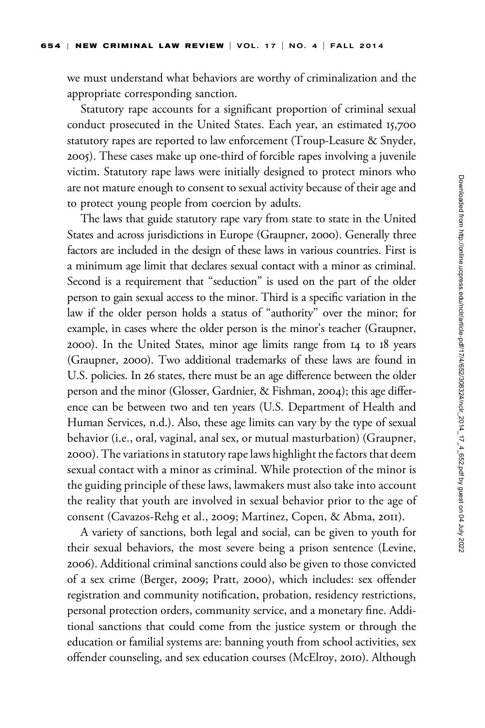we must understand what behaviors are worthy of criminalization and the appropriate corresponding sanction.

Statutory rape accounts for a significant proportion of criminal sexual conduct prosecuted in the United States. Each year, an estimated 15,700 statutory rapes are reported to law enforcement (Troup-Leasure & Snyder, 2005). These cases make up one-third of forcible rapes involving a juvenile victim. Statutory rape laws were initially designed to protect minors who are not mature enough to consent to sexual activity because of their age and to protect young people from coercion by adults.

The laws that guide statutory rape vary from state to state in the United States and across jurisdictions in Europe (Graupner, 2000). Generally three factors are included in the design of these laws in various countries. First is a minimum age limit that declares sexual contact with a minor as criminal. Second is a requirement that "seduction" is used on the part of the older person to gain sexual access to the minor. Third is a specific variation in the law if the older person holds a status of "authority" over the minor; for example, in cases where the older person is the minor's teacher (Graupner, 2000). In the United States, minor age limits range from 14 to 18 years (Graupner, 2000). Two additional trademarks of these laws are found in U.S. policies. In 26 states, there must be an age difference between the older person and the minor (Glosser, Gardnier, & Fishman, 2004); this age difference can be between two and ten years (U.S. Department of Health and Human Services, n.d.). Also, these age limits can vary by the type of sexual behavior (i.e., oral, vaginal, anal sex, or mutual masturbation) (Graupner, 2000). The variations in statutory rape laws highlight the factors that deem sexual contact with a minor as criminal. While protection of the minor is the guiding principle of these laws, lawmakers must also take into account the reality that youth are involved in sexual behavior prior to the age of consent (Cavazos-Rehg et al., 2009; Martinez, Copen, & Abma, 2011).

A variety of sanctions, both legal and social, can be given to youth for their sexual behaviors, the most severe being a prison sentence (Levine, 2006). Additional criminal sanctions could also be given to those convicted of a sex crime (Berger, 2009; Pratt, 2000), which includes: sex offender registration and community notification, probation, residency restrictions, personal protection orders, community service, and a monetary fine. Additional sanctions that could come from the justice system or through the education or familial systems are: banning youth from school activities, sex offender counseling, and sex education courses (McElroy, 2010). Although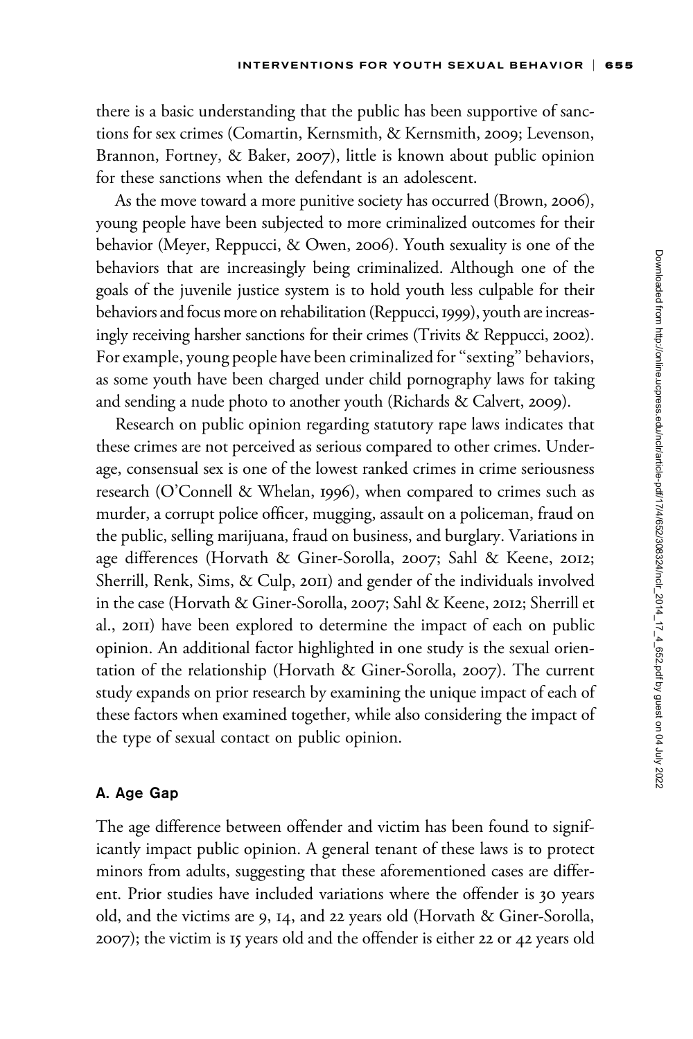there is a basic understanding that the public has been supportive of sanctions for sex crimes (Comartin, Kernsmith, & Kernsmith, 2009; Levenson, Brannon, Fortney, & Baker, 2007), little is known about public opinion for these sanctions when the defendant is an adolescent.

As the move toward a more punitive society has occurred (Brown, 2006), young people have been subjected to more criminalized outcomes for their behavior (Meyer, Reppucci, & Owen, 2006). Youth sexuality is one of the behaviors that are increasingly being criminalized. Although one of the goals of the juvenile justice system is to hold youth less culpable for their behaviors and focus more on rehabilitation (Reppucci, 1999), youth are increasingly receiving harsher sanctions for their crimes (Trivits & Reppucci, 2002). For example, young people have been criminalized for "sexting" behaviors, as some youth have been charged under child pornography laws for taking and sending a nude photo to another youth (Richards & Calvert, 2009).

Research on public opinion regarding statutory rape laws indicates that these crimes are not perceived as serious compared to other crimes. Underage, consensual sex is one of the lowest ranked crimes in crime seriousness research (O'Connell & Whelan, 1996), when compared to crimes such as murder, a corrupt police officer, mugging, assault on a policeman, fraud on the public, selling marijuana, fraud on business, and burglary. Variations in age differences (Horvath & Giner-Sorolla, 2007; Sahl & Keene, 2012; Sherrill, Renk, Sims, & Culp, 2011) and gender of the individuals involved in the case (Horvath & Giner-Sorolla, 2007; Sahl & Keene, 2012; Sherrill et al., 2011) have been explored to determine the impact of each on public opinion. An additional factor highlighted in one study is the sexual orientation of the relationship (Horvath & Giner-Sorolla, 2007). The current study expands on prior research by examining the unique impact of each of these factors when examined together, while also considering the impact of the type of sexual contact on public opinion.

### A. Age Gap

The age difference between offender and victim has been found to significantly impact public opinion. A general tenant of these laws is to protect minors from adults, suggesting that these aforementioned cases are different. Prior studies have included variations where the offender is 30 years old, and the victims are 9, 14, and 22 years old (Horvath & Giner-Sorolla, 2007); the victim is 15 years old and the offender is either 22 or 42 years old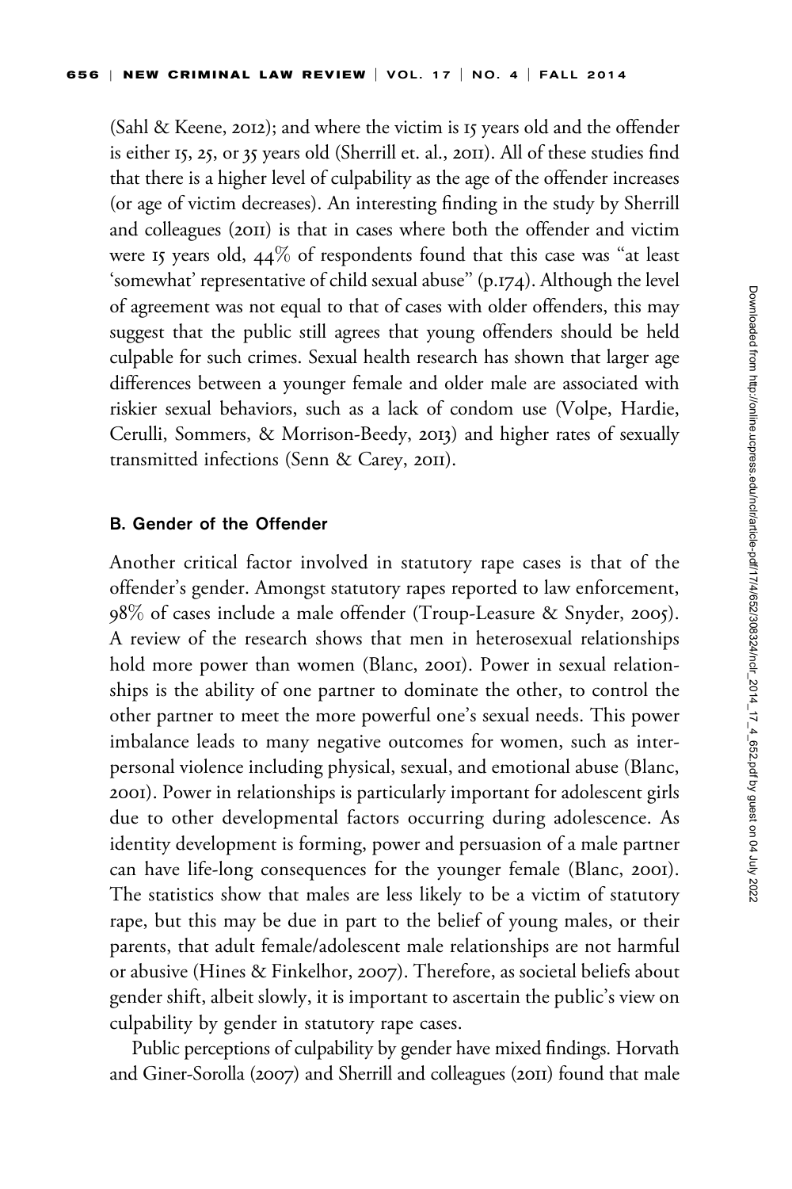(Sahl & Keene, 2012); and where the victim is 15 years old and the offender is either 15, 25, or 35 years old (Sherrill et. al., 2011). All of these studies find that there is a higher level of culpability as the age of the offender increases (or age of victim decreases). An interesting finding in the study by Sherrill and colleagues (2011) is that in cases where both the offender and victim were 15 years old, 44% of respondents found that this case was "at least 'somewhat' representative of child sexual abuse" (p.174). Although the level of agreement was not equal to that of cases with older offenders, this may suggest that the public still agrees that young offenders should be held culpable for such crimes. Sexual health research has shown that larger age differences between a younger female and older male are associated with riskier sexual behaviors, such as a lack of condom use (Volpe, Hardie, Cerulli, Sommers, & Morrison-Beedy, 2013) and higher rates of sexually transmitted infections (Senn & Carey, 2011).

### B. Gender of the Offender

Another critical factor involved in statutory rape cases is that of the offender's gender. Amongst statutory rapes reported to law enforcement, 98% of cases include a male offender (Troup-Leasure & Snyder, 2005). A review of the research shows that men in heterosexual relationships hold more power than women (Blanc, 2001). Power in sexual relationships is the ability of one partner to dominate the other, to control the other partner to meet the more powerful one's sexual needs. This power imbalance leads to many negative outcomes for women, such as interpersonal violence including physical, sexual, and emotional abuse (Blanc, 2001). Power in relationships is particularly important for adolescent girls due to other developmental factors occurring during adolescence. As identity development is forming, power and persuasion of a male partner can have life-long consequences for the younger female (Blanc, 2001). The statistics show that males are less likely to be a victim of statutory rape, but this may be due in part to the belief of young males, or their parents, that adult female/adolescent male relationships are not harmful or abusive (Hines & Finkelhor, 2007). Therefore, as societal beliefs about gender shift, albeit slowly, it is important to ascertain the public's view on culpability by gender in statutory rape cases.

Public perceptions of culpability by gender have mixed findings. Horvath and Giner-Sorolla (2007) and Sherrill and colleagues (2011) found that male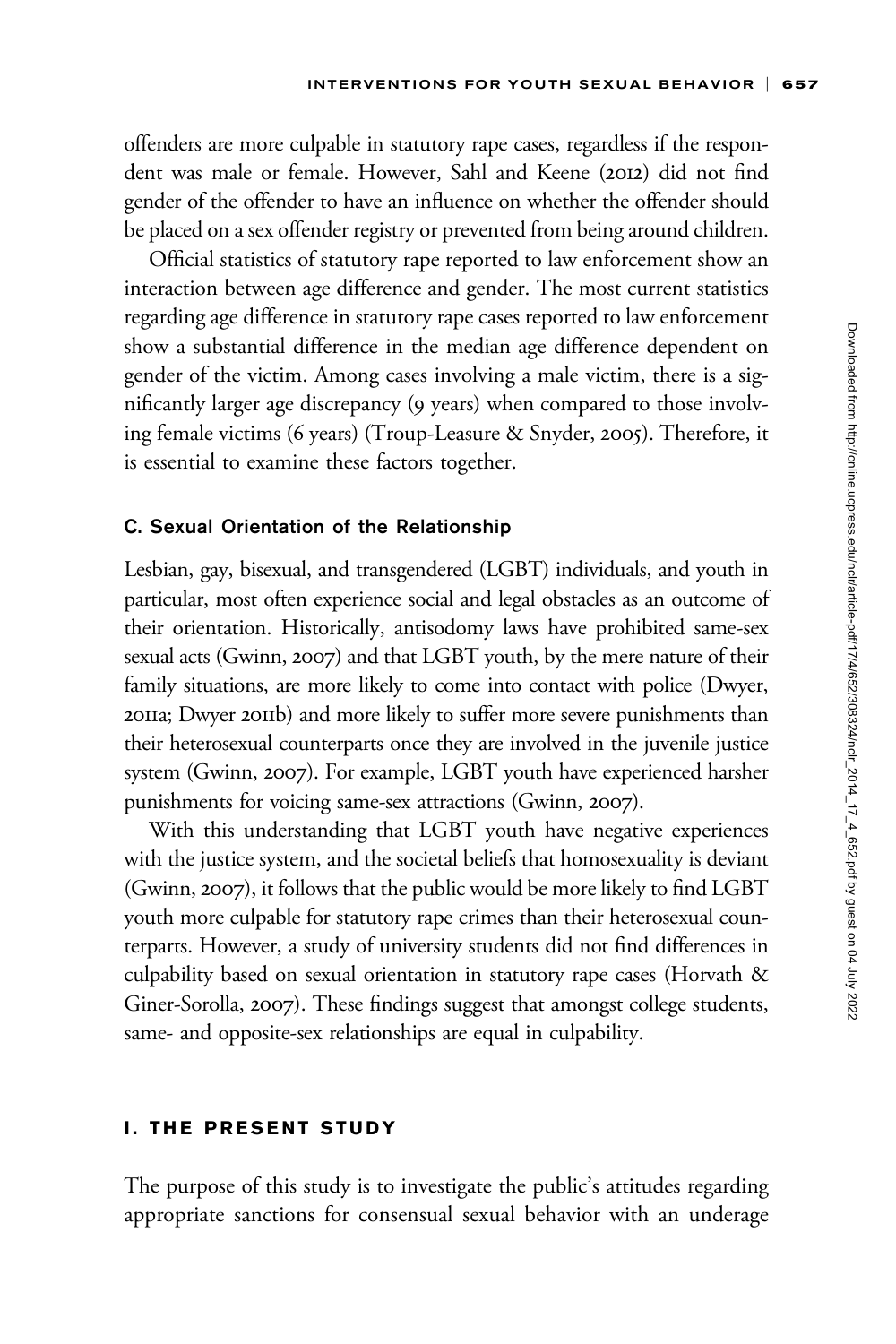offenders are more culpable in statutory rape cases, regardless if the respondent was male or female. However, Sahl and Keene (2012) did not find gender of the offender to have an influence on whether the offender should be placed on a sex offender registry or prevented from being around children.

Official statistics of statutory rape reported to law enforcement show an interaction between age difference and gender. The most current statistics regarding age difference in statutory rape cases reported to law enforcement show a substantial difference in the median age difference dependent on gender of the victim. Among cases involving a male victim, there is a significantly larger age discrepancy (9 years) when compared to those involving female victims (6 years) (Troup-Leasure & Snyder, 2005). Therefore, it is essential to examine these factors together.

### C. Sexual Orientation of the Relationship

Lesbian, gay, bisexual, and transgendered (LGBT) individuals, and youth in particular, most often experience social and legal obstacles as an outcome of their orientation. Historically, antisodomy laws have prohibited same-sex sexual acts (Gwinn, 2007) and that LGBT youth, by the mere nature of their family situations, are more likely to come into contact with police (Dwyer, 2011a; Dwyer 2011b) and more likely to suffer more severe punishments than their heterosexual counterparts once they are involved in the juvenile justice system (Gwinn, 2007). For example, LGBT youth have experienced harsher punishments for voicing same-sex attractions (Gwinn, 2007).

With this understanding that LGBT youth have negative experiences with the justice system, and the societal beliefs that homosexuality is deviant (Gwinn, 2007), it follows that the public would be more likely to find LGBT youth more culpable for statutory rape crimes than their heterosexual counterparts. However, a study of university students did not find differences in culpability based on sexual orientation in statutory rape cases (Horvath & Giner-Sorolla, 2007). These findings suggest that amongst college students, same- and opposite-sex relationships are equal in culpability.

## I. THE PRESENT STUDY

The purpose of this study is to investigate the public's attitudes regarding appropriate sanctions for consensual sexual behavior with an underage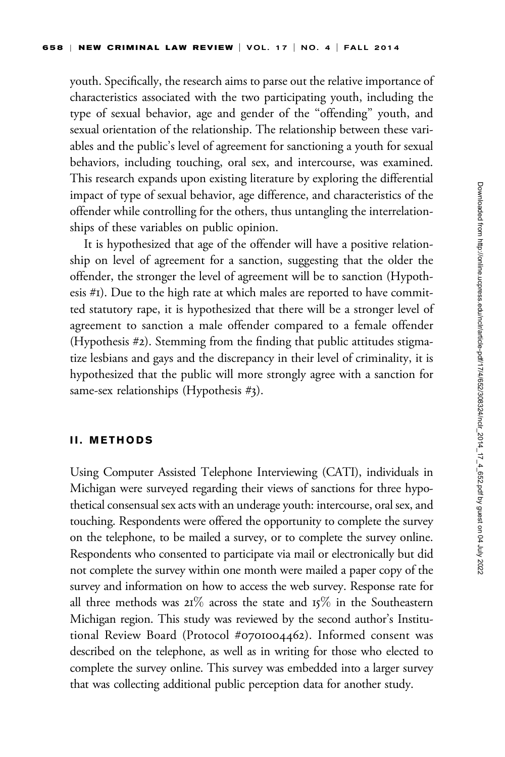youth. Specifically, the research aims to parse out the relative importance of characteristics associated with the two participating youth, including the type of sexual behavior, age and gender of the "offending" youth, and sexual orientation of the relationship. The relationship between these variables and the public's level of agreement for sanctioning a youth for sexual behaviors, including touching, oral sex, and intercourse, was examined. This research expands upon existing literature by exploring the differential impact of type of sexual behavior, age difference, and characteristics of the offender while controlling for the others, thus untangling the interrelationships of these variables on public opinion.

It is hypothesized that age of the offender will have a positive relationship on level of agreement for a sanction, suggesting that the older the offender, the stronger the level of agreement will be to sanction (Hypothesis #1). Due to the high rate at which males are reported to have committed statutory rape, it is hypothesized that there will be a stronger level of agreement to sanction a male offender compared to a female offender (Hypothesis #2). Stemming from the finding that public attitudes stigmatize lesbians and gays and the discrepancy in their level of criminality, it is hypothesized that the public will more strongly agree with a sanction for same-sex relationships (Hypothesis #3).

## II. METHODS

Using Computer Assisted Telephone Interviewing (CATI), individuals in Michigan were surveyed regarding their views of sanctions for three hypothetical consensual sex acts with an underage youth: intercourse, oral sex, and touching. Respondents were offered the opportunity to complete the survey on the telephone, to be mailed a survey, or to complete the survey online. Respondents who consented to participate via mail or electronically but did not complete the survey within one month were mailed a paper copy of the survey and information on how to access the web survey. Response rate for all three methods was 21% across the state and 15% in the Southeastern Michigan region. This study was reviewed by the second author's Institutional Review Board (Protocol #0701004462). Informed consent was described on the telephone, as well as in writing for those who elected to complete the survey online. This survey was embedded into a larger survey that was collecting additional public perception data for another study.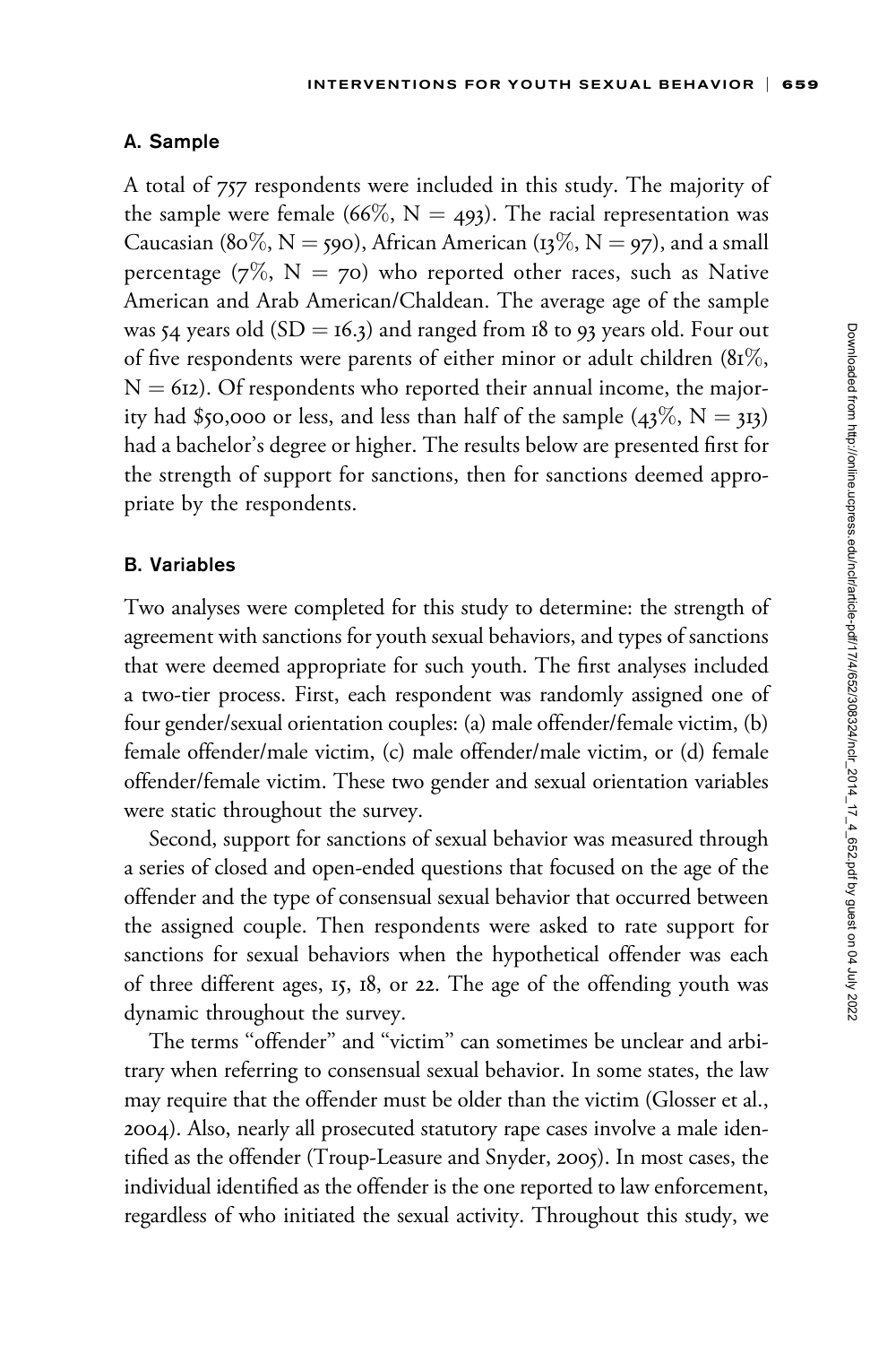### A. Sample

A total of 757 respondents were included in this study. The majority of the sample were female (66%, N = 493). The racial representation was Caucasian (80%, N = 590), African American (13%, N = 97), and a small percentage (7%, N = 70) who reported other races, such as Native American and Arab American/Chaldean. The average age of the sample was 54 years old (SD = 16.3) and ranged from 18 to 93 years old. Four out of five respondents were parents of either minor or adult children (81%, N = 612). Of respondents who reported their annual income, the majority had $50,000 or less, and less than half of the sample (43%, N = 313) had a bachelor's degree or higher. The results below are presented first for the strength of support for sanctions, then for sanctions deemed appropriate by the respondents.

### B. Variables

Two analyses were completed for this study to determine: the strength of agreement with sanctions for youth sexual behaviors, and types of sanctions that were deemed appropriate for such youth. The first analyses included a two-tier process. First, each respondent was randomly assigned one of four gender/sexual orientation couples: (a) male offender/female victim, (b) female offender/male victim, (c) male offender/male victim, or (d) female offender/female victim. These two gender and sexual orientation variables were static throughout the survey.

Second, support for sanctions of sexual behavior was measured through a series of closed and open-ended questions that focused on the age of the offender and the type of consensual sexual behavior that occurred between the assigned couple. Then respondents were asked to rate support for sanctions for sexual behaviors when the hypothetical offender was each of three different ages, 15, 18, or 22. The age of the offending youth was dynamic throughout the survey.

The terms "offender" and "victim" can sometimes be unclear and arbitrary when referring to consensual sexual behavior. In some states, the law may require that the offender must be older than the victim (Glosser et al., 2004). Also, nearly all prosecuted statutory rape cases involve a male identified as the offender (Troup-Leasure and Snyder, 2005). In most cases, the individual identified as the offender is the one reported to law enforcement, regardless of who initiated the sexual activity. Throughout this study, we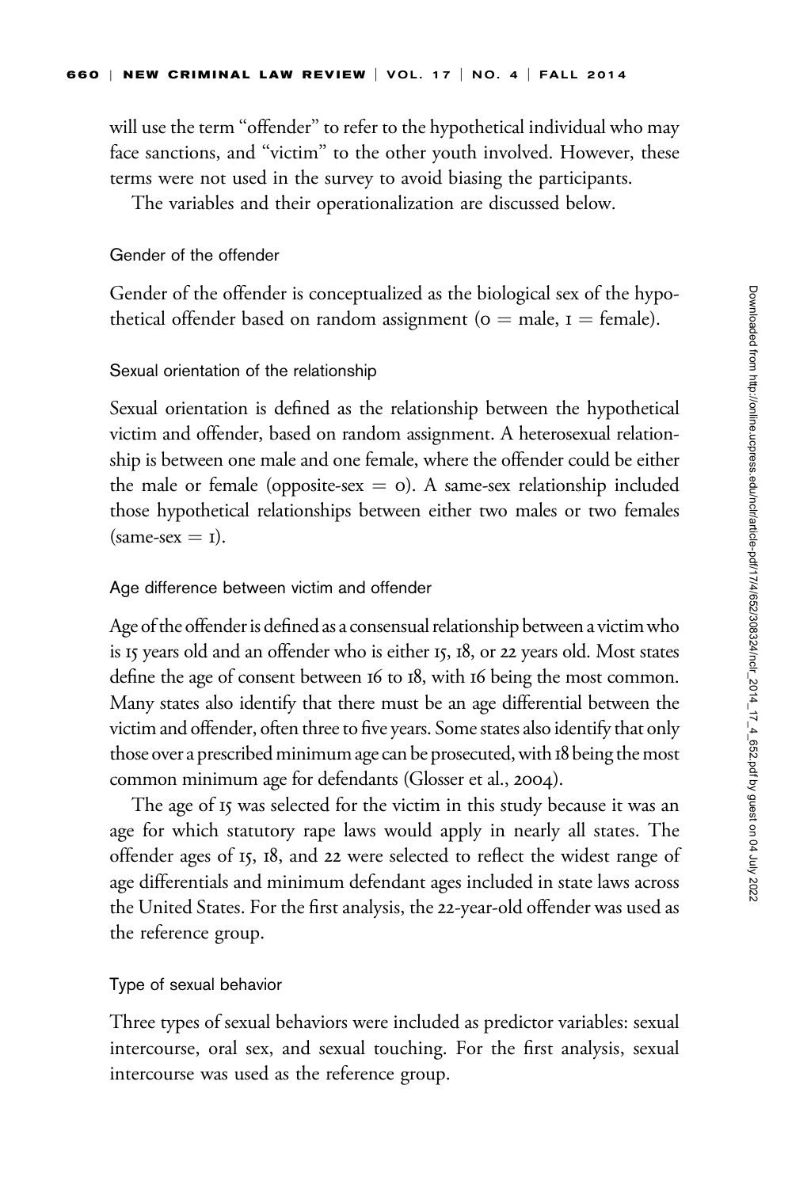will use the term "offender" to refer to the hypothetical individual who may face sanctions, and "victim" to the other youth involved. However, these terms were not used in the survey to avoid biasing the participants.

The variables and their operationalization are discussed below.

### Gender of the offender

Gender of the offender is conceptualized as the biological sex of the hypothetical offender based on random assignment (0 = male, 1 = female).

### Sexual orientation of the relationship

Sexual orientation is defined as the relationship between the hypothetical victim and offender, based on random assignment. A heterosexual relationship is between one male and one female, where the offender could be either the male or female (opposite-sex = 0). A same-sex relationship included those hypothetical relationships between either two males or two females (same-sex = 1).

### Age difference between victim and offender

Age of the offender is defined as a consensual relationship between a victim who is 15 years old and an offender who is either 15, 18, or 22 years old. Most states define the age of consent between 16 to 18, with 16 being the most common. Many states also identify that there must be an age differential between the victim and offender, often three to five years. Some states also identify that only those over a prescribed minimum age can be prosecuted, with 18 being the most common minimum age for defendants (Glosser et al., 2004).

The age of 15 was selected for the victim in this study because it was an age for which statutory rape laws would apply in nearly all states. The offender ages of 15, 18, and 22 were selected to reflect the widest range of age differentials and minimum defendant ages included in state laws across the United States. For the first analysis, the 22-year-old offender was used as the reference group.

### Type of sexual behavior

Three types of sexual behaviors were included as predictor variables: sexual intercourse, oral sex, and sexual touching. For the first analysis, sexual intercourse was used as the reference group.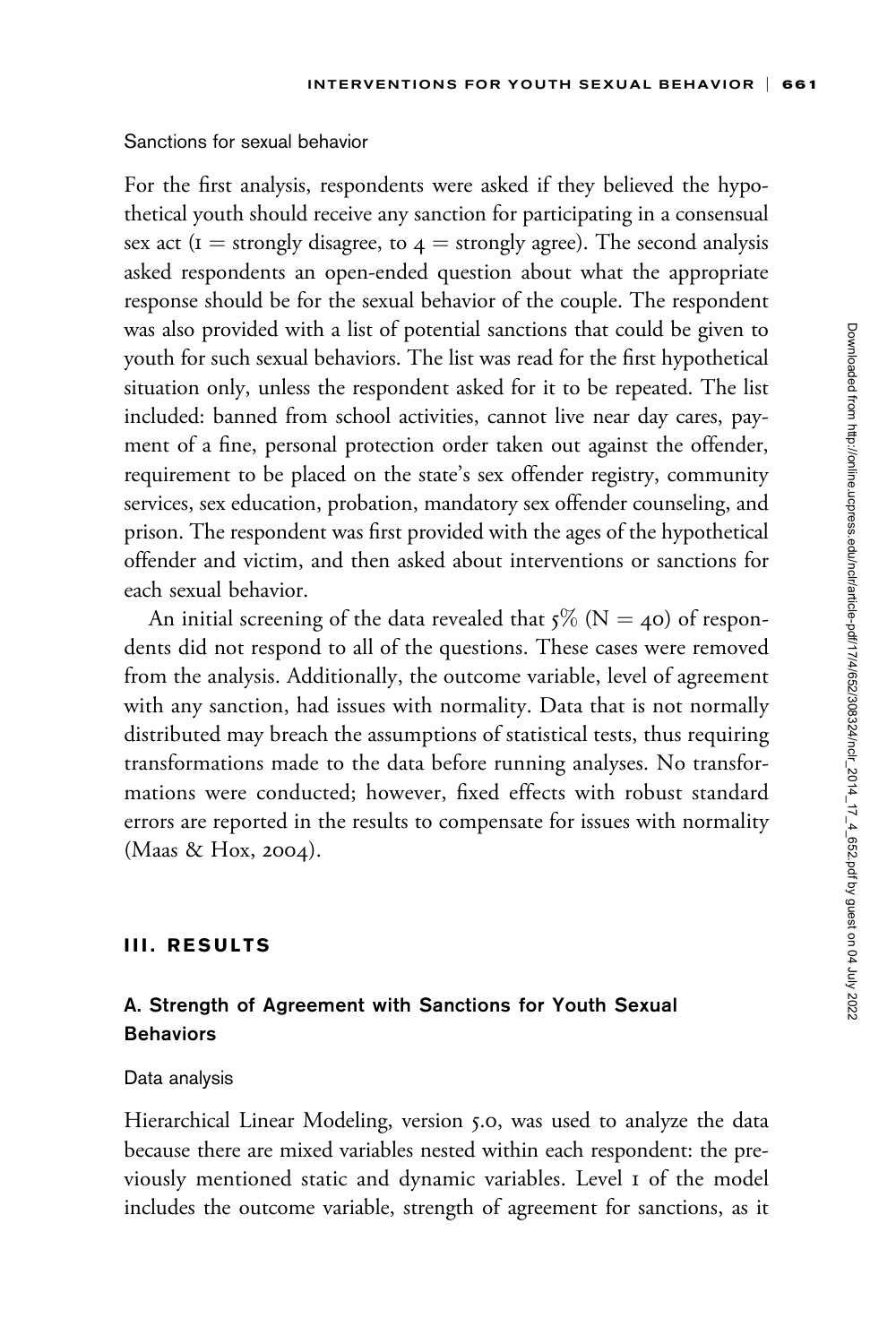Sanctions for sexual behavior

For the first analysis, respondents were asked if they believed the hypothetical youth should receive any sanction for participating in a consensual sex act (1 = strongly disagree, to 4 = strongly agree). The second analysis asked respondents an open-ended question about what the appropriate response should be for the sexual behavior of the couple. The respondent was also provided with a list of potential sanctions that could be given to youth for such sexual behaviors. The list was read for the first hypothetical situation only, unless the respondent asked for it to be repeated. The list included: banned from school activities, cannot live near day cares, payment of a fine, personal protection order taken out against the offender, requirement to be placed on the state's sex offender registry, community services, sex education, probation, mandatory sex offender counseling, and prison. The respondent was first provided with the ages of the hypothetical offender and victim, and then asked about interventions or sanctions for each sexual behavior.

An initial screening of the data revealed that 5% (N = 40) of respondents did not respond to all of the questions. These cases were removed from the analysis. Additionally, the outcome variable, level of agreement with any sanction, had issues with normality. Data that is not normally distributed may breach the assumptions of statistical tests, thus requiring transformations made to the data before running analyses. No transformations were conducted; however, fixed effects with robust standard errors are reported in the results to compensate for issues with normality (Maas & Hox, 2004).

## III. RESULTS

### A. Strength of Agreement with Sanctions for Youth Sexual Behaviors

Data analysis

Hierarchical Linear Modeling, version 5.0, was used to analyze the data because there are mixed variables nested within each respondent: the previously mentioned static and dynamic variables. Level 1 of the model includes the outcome variable, strength of agreement for sanctions, as it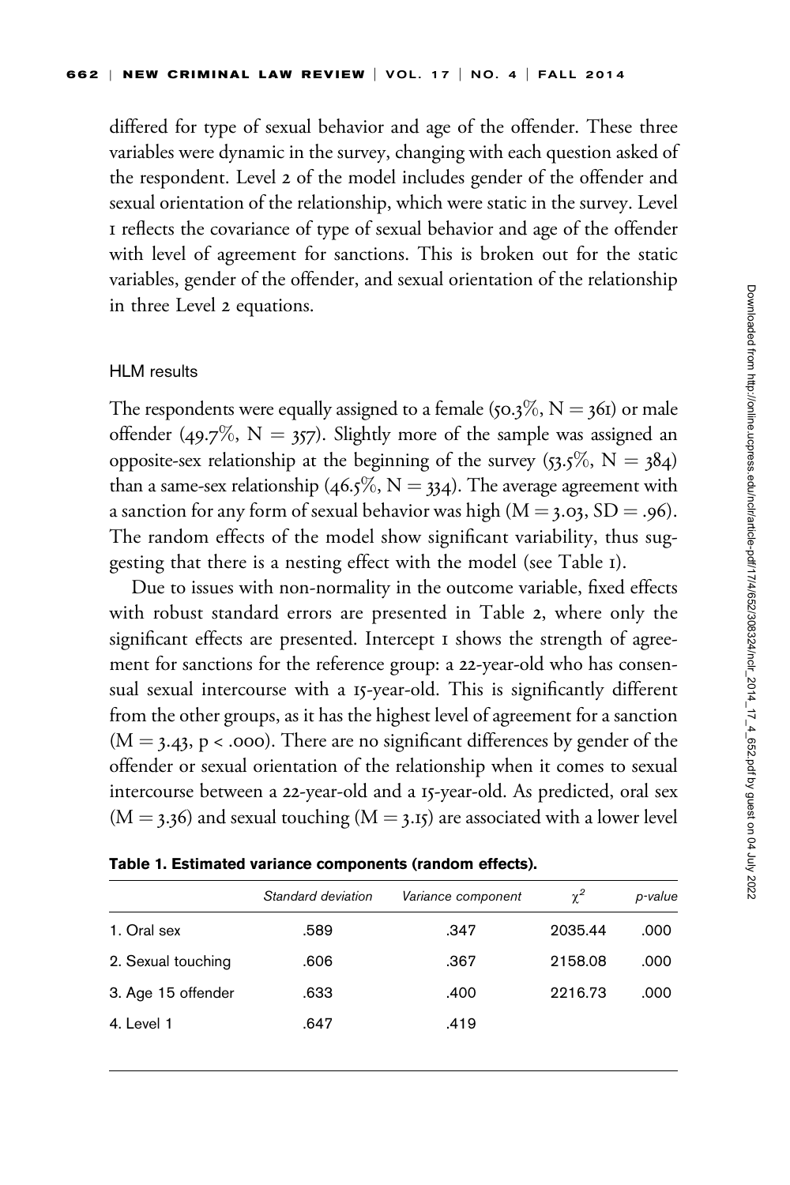differed for type of sexual behavior and age of the offender. These three variables were dynamic in the survey, changing with each question asked of the respondent. Level 2 of the model includes gender of the offender and sexual orientation of the relationship, which were static in the survey. Level 1 reflects the covariance of type of sexual behavior and age of the offender with level of agreement for sanctions. This is broken out for the static variables, gender of the offender, and sexual orientation of the relationship in three Level 2 equations.

### HLM results

The respondents were equally assigned to a female (50.3%, N = 361) or male offender (49.7%, N = 357). Slightly more of the sample was assigned an opposite-sex relationship at the beginning of the survey (53.5%, N = 384) than a same-sex relationship (46.5%, N = 334). The average agreement with a sanction for any form of sexual behavior was high (M = 3.03, SD = .96). The random effects of the model show significant variability, thus suggesting that there is a nesting effect with the model (see Table 1).

Due to issues with non-normality in the outcome variable, fixed effects with robust standard errors are presented in Table 2, where only the significant effects are presented. Intercept 1 shows the strength of agreement for sanctions for the reference group: a 22-year-old who has consensual sexual intercourse with a 15-year-old. This is significantly different from the other groups, as it has the highest level of agreement for a sanction (M = 3.43, $p < .000$). There are no significant differences by gender of the offender or sexual orientation of the relationship when it comes to sexual intercourse between a 22-year-old and a 15-year-old. As predicted, oral sex (M = 3.36) and sexual touching (M = 3.15) are associated with a lower level

**Table 1. Estimated variance components (random effects).**

| | *Standard deviation* | *Variance component* | $\chi^2$ | *p-value* |
|---|---|---|---|---|
| 1. Oral sex | .589 | .347 | 2035.44 | .000 |
| 2. Sexual touching | .606 | .367 | 2158.08 | .000 |
| 3. Age 15 offender | .633 | .400 | 2216.73 | .000 |
| 4. Level 1 | .647 | .419 | | |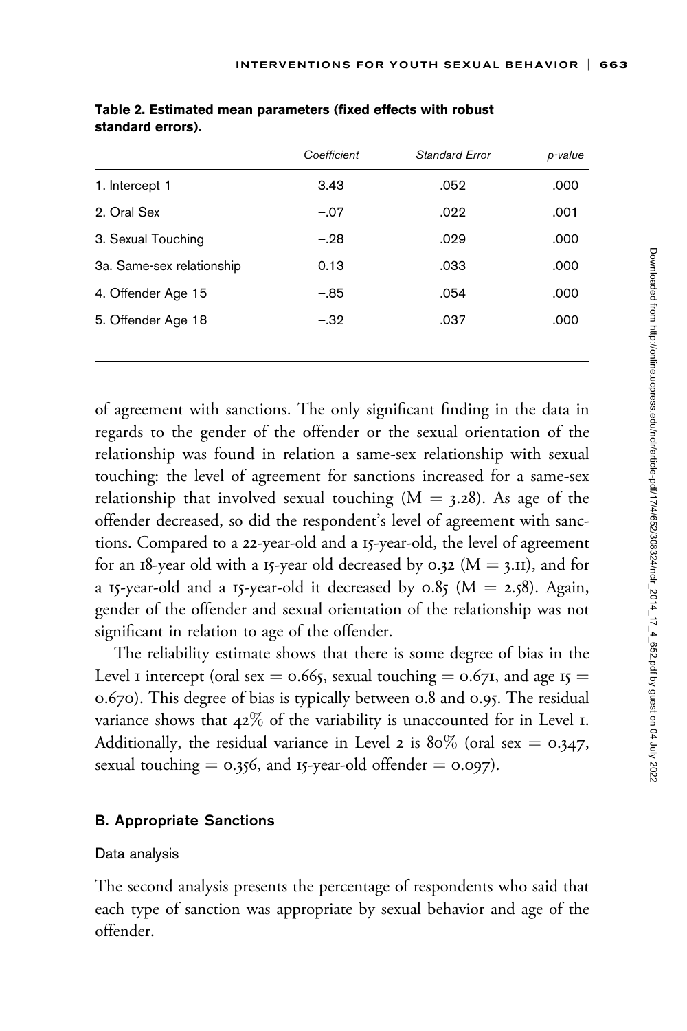Table 2. Estimated mean parameters (fixed effects with robust standard errors).

| | Coefficient | Standard Error | p-value |
|---|---|---|---|
| 1. Intercept 1 | 3.43 | .052 | .000 |
| 2. Oral Sex | −.07 | .022 | .001 |
| 3. Sexual Touching | −.28 | .029 | .000 |
| 3a. Same-sex relationship | 0.13 | .033 | .000 |
| 4. Offender Age 15 | −.85 | .054 | .000 |
| 5. Offender Age 18 | −.32 | .037 | .000 |

of agreement with sanctions. The only significant finding in the data in regards to the gender of the offender or the sexual orientation of the relationship was found in relation a same-sex relationship with sexual touching: the level of agreement for sanctions increased for a same-sex relationship that involved sexual touching ($M = 3.28$). As age of the offender decreased, so did the respondent's level of agreement with sanctions. Compared to a 22-year-old and a 15-year-old, the level of agreement for an 18-year old with a 15-year old decreased by 0.32 ($M = 3.11$), and for a 15-year-old and a 15-year-old it decreased by 0.85 ($M = 2.58$). Again, gender of the offender and sexual orientation of the relationship was not significant in relation to age of the offender.

The reliability estimate shows that there is some degree of bias in the Level 1 intercept (oral sex = 0.665, sexual touching = 0.671, and age 15 = 0.670). This degree of bias is typically between 0.8 and 0.95. The residual variance shows that 42% of the variability is unaccounted for in Level 1. Additionally, the residual variance in Level 2 is 80% (oral sex = 0.347, sexual touching = 0.356, and 15-year-old offender = 0.097).

### B. Appropriate Sanctions

#### Data analysis

The second analysis presents the percentage of respondents who said that each type of sanction was appropriate by sexual behavior and age of the offender.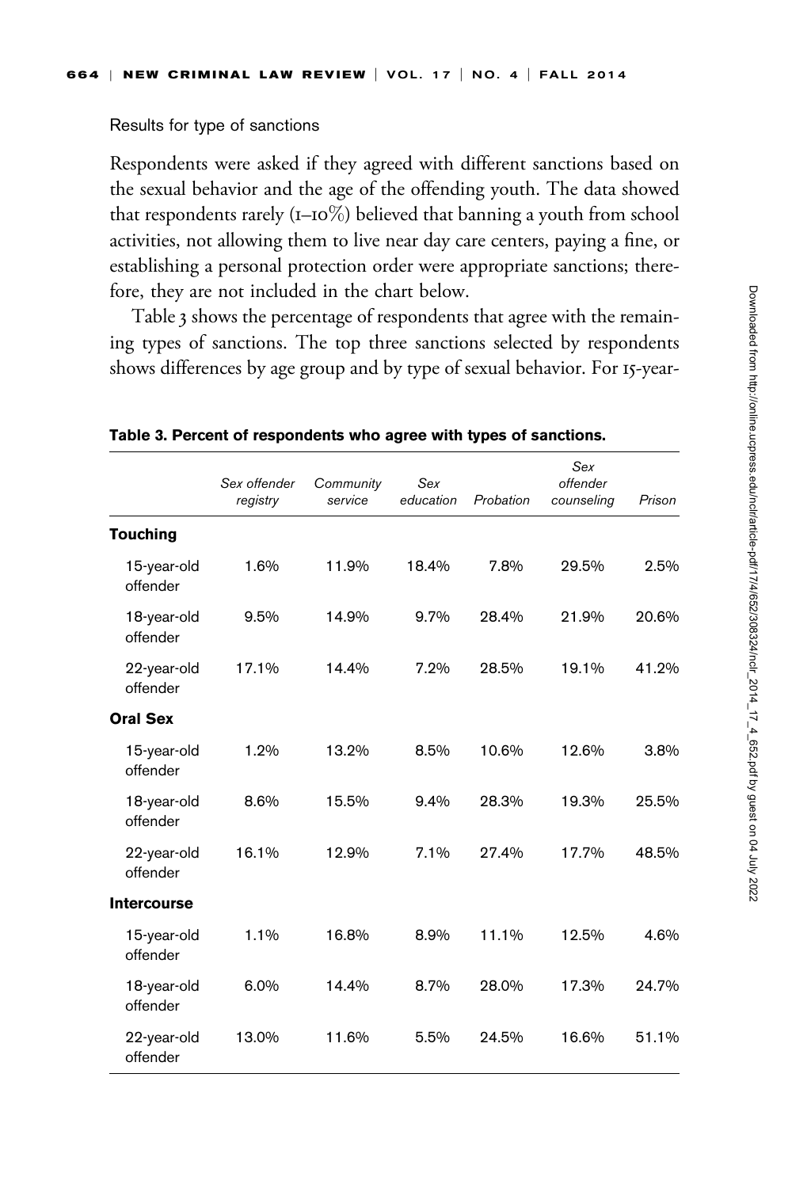Results for type of sanctions

Respondents were asked if they agreed with different sanctions based on the sexual behavior and the age of the offending youth. The data showed that respondents rarely (1–10%) believed that banning a youth from school activities, not allowing them to live near day care centers, paying a fine, or establishing a personal protection order were appropriate sanctions; therefore, they are not included in the chart below.

Table 3 shows the percentage of respondents that agree with the remaining types of sanctions. The top three sanctions selected by respondents shows differences by age group and by type of sexual behavior. For 15-year-

**Table 3. Percent of respondents who agree with types of sanctions.**

| | *Sex offender registry* | *Community service* | *Sex education* | *Probation* | *Sex offender counseling* | *Prison* |
|---|---|---|---|---|---|---|
| **Touching** | | | | | | |
| 15-year-old offender | 1.6% | 11.9% | 18.4% | 7.8% | 29.5% | 2.5% |
| 18-year-old offender | 9.5% | 14.9% | 9.7% | 28.4% | 21.9% | 20.6% |
| 22-year-old offender | 17.1% | 14.4% | 7.2% | 28.5% | 19.1% | 41.2% |
| **Oral Sex** | | | | | | |
| 15-year-old offender | 1.2% | 13.2% | 8.5% | 10.6% | 12.6% | 3.8% |
| 18-year-old offender | 8.6% | 15.5% | 9.4% | 28.3% | 19.3% | 25.5% |
| 22-year-old offender | 16.1% | 12.9% | 7.1% | 27.4% | 17.7% | 48.5% |
| **Intercourse** | | | | | | |
| 15-year-old offender | 1.1% | 16.8% | 8.9% | 11.1% | 12.5% | 4.6% |
| 18-year-old offender | 6.0% | 14.4% | 8.7% | 28.0% | 17.3% | 24.7% |
| 22-year-old offender | 13.0% | 11.6% | 5.5% | 24.5% | 16.6% | 51.1% |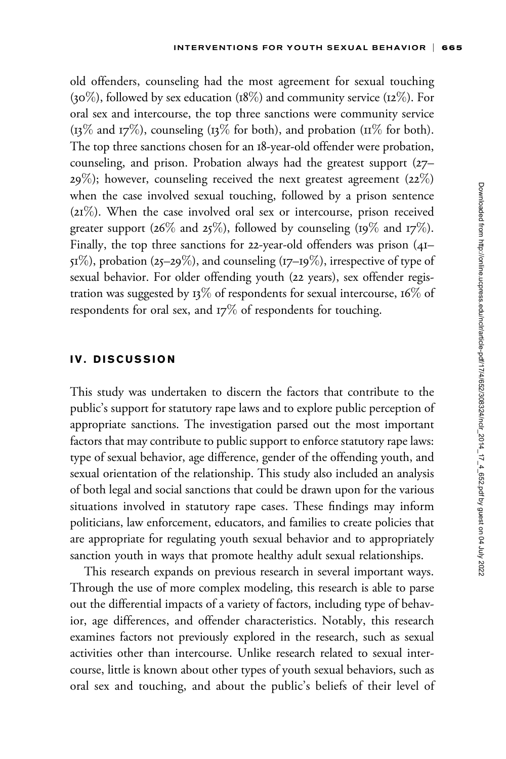old offenders, counseling had the most agreement for sexual touching (30%), followed by sex education (18%) and community service (12%). For oral sex and intercourse, the top three sanctions were community service (13% and 17%), counseling (13% for both), and probation (11% for both). The top three sanctions chosen for an 18-year-old offender were probation, counseling, and prison. Probation always had the greatest support (27–29%); however, counseling received the next greatest agreement (22%) when the case involved sexual touching, followed by a prison sentence (21%). When the case involved oral sex or intercourse, prison received greater support (26% and 25%), followed by counseling (19% and 17%). Finally, the top three sanctions for 22-year-old offenders was prison (41–51%), probation (25–29%), and counseling (17–19%), irrespective of type of sexual behavior. For older offending youth (22 years), sex offender registration was suggested by 13% of respondents for sexual intercourse, 16% of respondents for oral sex, and 17% of respondents for touching.

## IV. DISCUSSION

This study was undertaken to discern the factors that contribute to the public's support for statutory rape laws and to explore public perception of appropriate sanctions. The investigation parsed out the most important factors that may contribute to public support to enforce statutory rape laws: type of sexual behavior, age difference, gender of the offending youth, and sexual orientation of the relationship. This study also included an analysis of both legal and social sanctions that could be drawn upon for the various situations involved in statutory rape cases. These findings may inform politicians, law enforcement, educators, and families to create policies that are appropriate for regulating youth sexual behavior and to appropriately sanction youth in ways that promote healthy adult sexual relationships.

This research expands on previous research in several important ways. Through the use of more complex modeling, this research is able to parse out the differential impacts of a variety of factors, including type of behavior, age differences, and offender characteristics. Notably, this research examines factors not previously explored in the research, such as sexual activities other than intercourse. Unlike research related to sexual intercourse, little is known about other types of youth sexual behaviors, such as oral sex and touching, and about the public's beliefs of their level of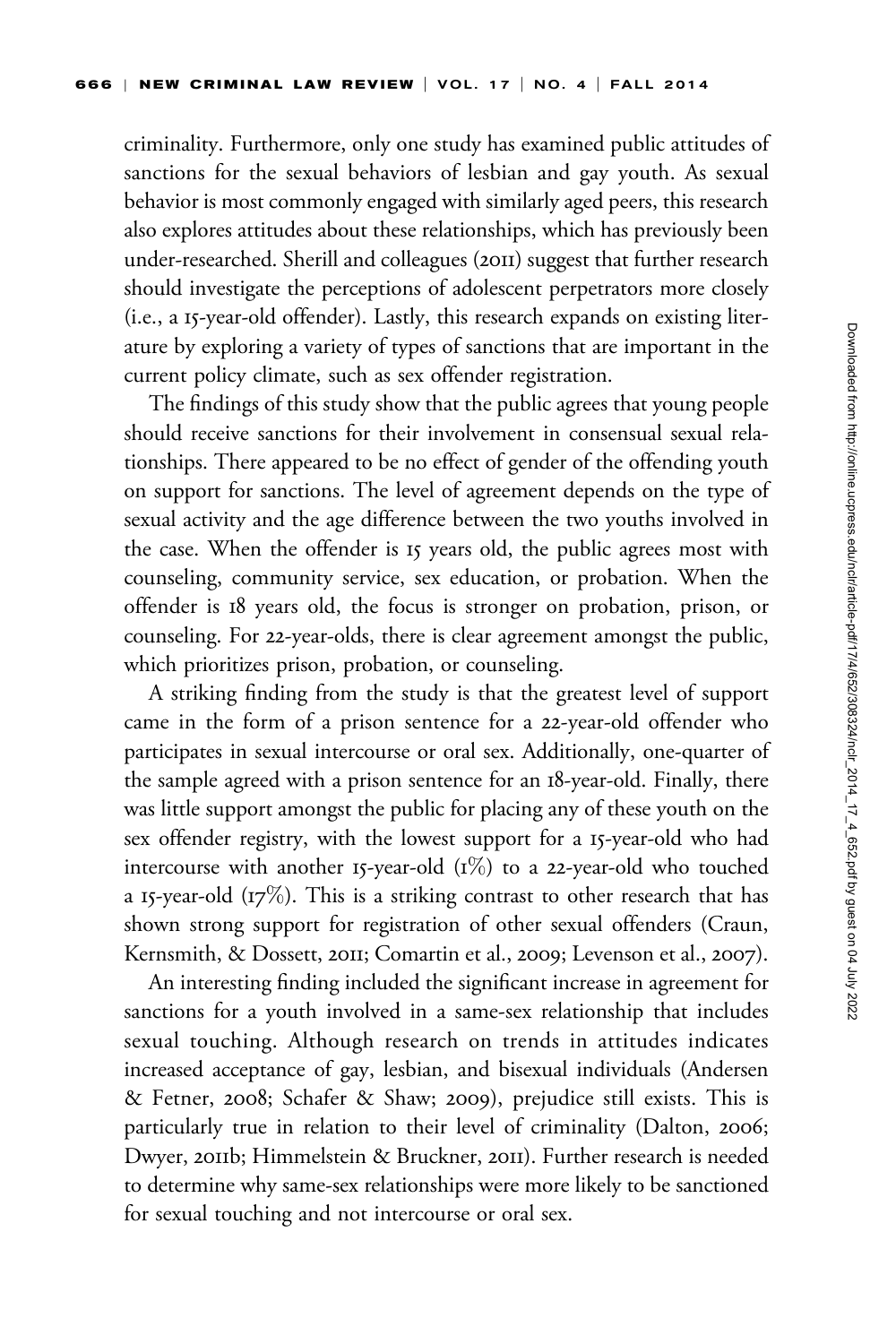criminality. Furthermore, only one study has examined public attitudes of sanctions for the sexual behaviors of lesbian and gay youth. As sexual behavior is most commonly engaged with similarly aged peers, this research also explores attitudes about these relationships, which has previously been under-researched. Sherill and colleagues (2011) suggest that further research should investigate the perceptions of adolescent perpetrators more closely (i.e., a 15-year-old offender). Lastly, this research expands on existing literature by exploring a variety of types of sanctions that are important in the current policy climate, such as sex offender registration.

The findings of this study show that the public agrees that young people should receive sanctions for their involvement in consensual sexual relationships. There appeared to be no effect of gender of the offending youth on support for sanctions. The level of agreement depends on the type of sexual activity and the age difference between the two youths involved in the case. When the offender is 15 years old, the public agrees most with counseling, community service, sex education, or probation. When the offender is 18 years old, the focus is stronger on probation, prison, or counseling. For 22-year-olds, there is clear agreement amongst the public, which prioritizes prison, probation, or counseling.

A striking finding from the study is that the greatest level of support came in the form of a prison sentence for a 22-year-old offender who participates in sexual intercourse or oral sex. Additionally, one-quarter of the sample agreed with a prison sentence for an 18-year-old. Finally, there was little support amongst the public for placing any of these youth on the sex offender registry, with the lowest support for a 15-year-old who had intercourse with another 15-year-old (1%) to a 22-year-old who touched a 15-year-old (17%). This is a striking contrast to other research that has shown strong support for registration of other sexual offenders (Craun, Kernsmith, & Dossett, 2011; Comartin et al., 2009; Levenson et al., 2007).

An interesting finding included the significant increase in agreement for sanctions for a youth involved in a same-sex relationship that includes sexual touching. Although research on trends in attitudes indicates increased acceptance of gay, lesbian, and bisexual individuals (Andersen & Fetner, 2008; Schafer & Shaw; 2009), prejudice still exists. This is particularly true in relation to their level of criminality (Dalton, 2006; Dwyer, 2011b; Himmelstein & Bruckner, 2011). Further research is needed to determine why same-sex relationships were more likely to be sanctioned for sexual touching and not intercourse or oral sex.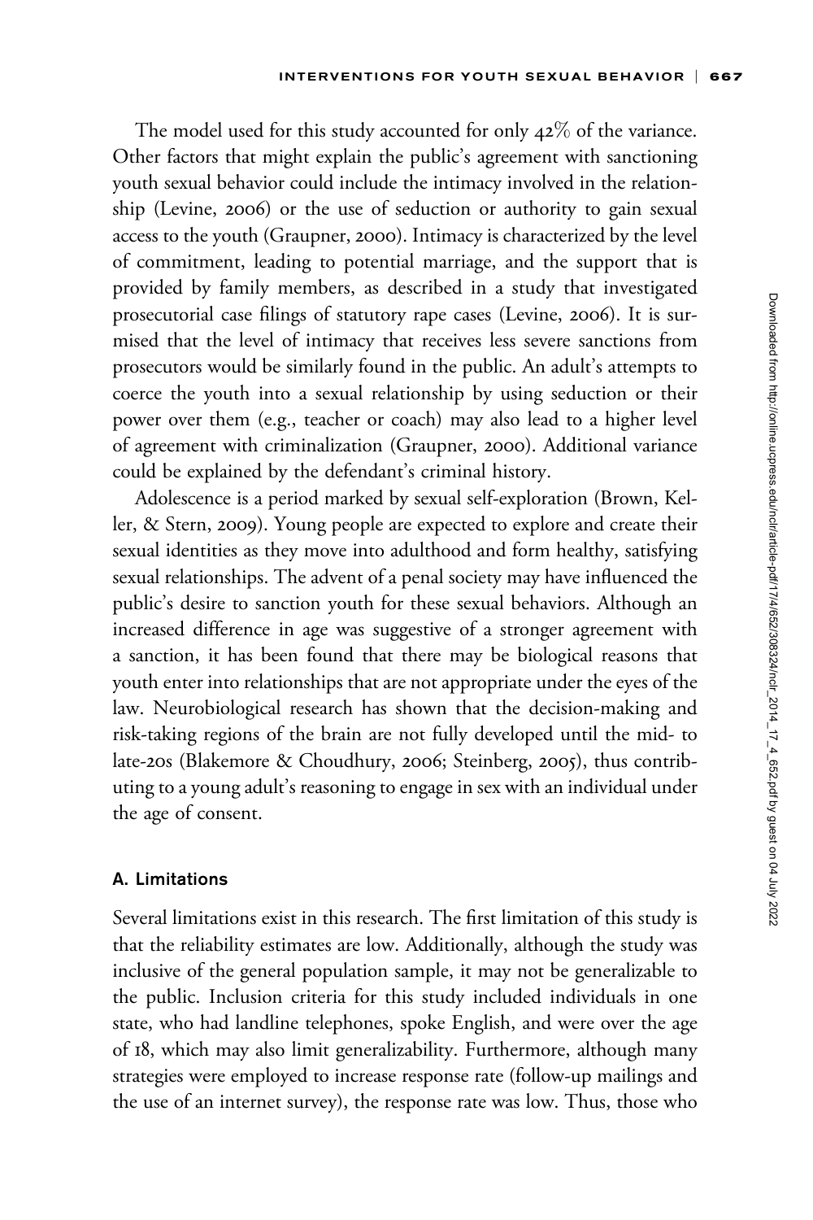The model used for this study accounted for only 42% of the variance. Other factors that might explain the public's agreement with sanctioning youth sexual behavior could include the intimacy involved in the relationship (Levine, 2006) or the use of seduction or authority to gain sexual access to the youth (Graupner, 2000). Intimacy is characterized by the level of commitment, leading to potential marriage, and the support that is provided by family members, as described in a study that investigated prosecutorial case filings of statutory rape cases (Levine, 2006). It is surmised that the level of intimacy that receives less severe sanctions from prosecutors would be similarly found in the public. An adult's attempts to coerce the youth into a sexual relationship by using seduction or their power over them (e.g., teacher or coach) may also lead to a higher level of agreement with criminalization (Graupner, 2000). Additional variance could be explained by the defendant's criminal history.

Adolescence is a period marked by sexual self-exploration (Brown, Keller, & Stern, 2009). Young people are expected to explore and create their sexual identities as they move into adulthood and form healthy, satisfying sexual relationships. The advent of a penal society may have influenced the public's desire to sanction youth for these sexual behaviors. Although an increased difference in age was suggestive of a stronger agreement with a sanction, it has been found that there may be biological reasons that youth enter into relationships that are not appropriate under the eyes of the law. Neurobiological research has shown that the decision-making and risk-taking regions of the brain are not fully developed until the mid- to late-20s (Blakemore & Choudhury, 2006; Steinberg, 2005), thus contributing to a young adult's reasoning to engage in sex with an individual under the age of consent.

### A. Limitations

Several limitations exist in this research. The first limitation of this study is that the reliability estimates are low. Additionally, although the study was inclusive of the general population sample, it may not be generalizable to the public. Inclusion criteria for this study included individuals in one state, who had landline telephones, spoke English, and were over the age of 18, which may also limit generalizability. Furthermore, although many strategies were employed to increase response rate (follow-up mailings and the use of an internet survey), the response rate was low. Thus, those who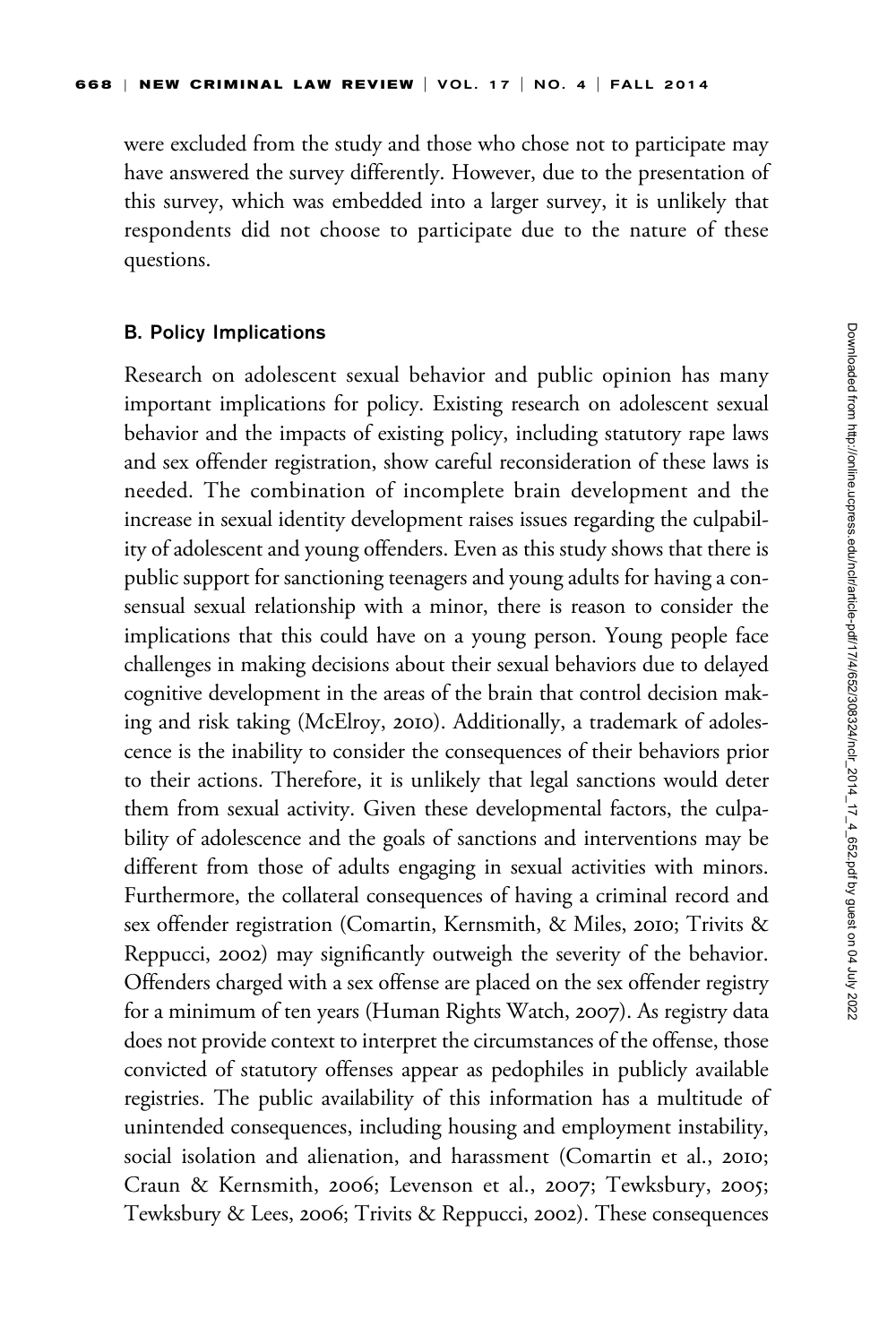were excluded from the study and those who chose not to participate may have answered the survey differently. However, due to the presentation of this survey, which was embedded into a larger survey, it is unlikely that respondents did not choose to participate due to the nature of these questions.

### B. Policy Implications

Research on adolescent sexual behavior and public opinion has many important implications for policy. Existing research on adolescent sexual behavior and the impacts of existing policy, including statutory rape laws and sex offender registration, show careful reconsideration of these laws is needed. The combination of incomplete brain development and the increase in sexual identity development raises issues regarding the culpability of adolescent and young offenders. Even as this study shows that there is public support for sanctioning teenagers and young adults for having a consensual sexual relationship with a minor, there is reason to consider the implications that this could have on a young person. Young people face challenges in making decisions about their sexual behaviors due to delayed cognitive development in the areas of the brain that control decision making and risk taking (McElroy, 2010). Additionally, a trademark of adolescence is the inability to consider the consequences of their behaviors prior to their actions. Therefore, it is unlikely that legal sanctions would deter them from sexual activity. Given these developmental factors, the culpability of adolescence and the goals of sanctions and interventions may be different from those of adults engaging in sexual activities with minors. Furthermore, the collateral consequences of having a criminal record and sex offender registration (Comartin, Kernsmith, & Miles, 2010; Trivits & Reppucci, 2002) may significantly outweigh the severity of the behavior. Offenders charged with a sex offense are placed on the sex offender registry for a minimum of ten years (Human Rights Watch, 2007). As registry data does not provide context to interpret the circumstances of the offense, those convicted of statutory offenses appear as pedophiles in publicly available registries. The public availability of this information has a multitude of unintended consequences, including housing and employment instability, social isolation and alienation, and harassment (Comartin et al., 2010; Craun & Kernsmith, 2006; Levenson et al., 2007; Tewksbury, 2005; Tewksbury & Lees, 2006; Trivits & Reppucci, 2002). These consequences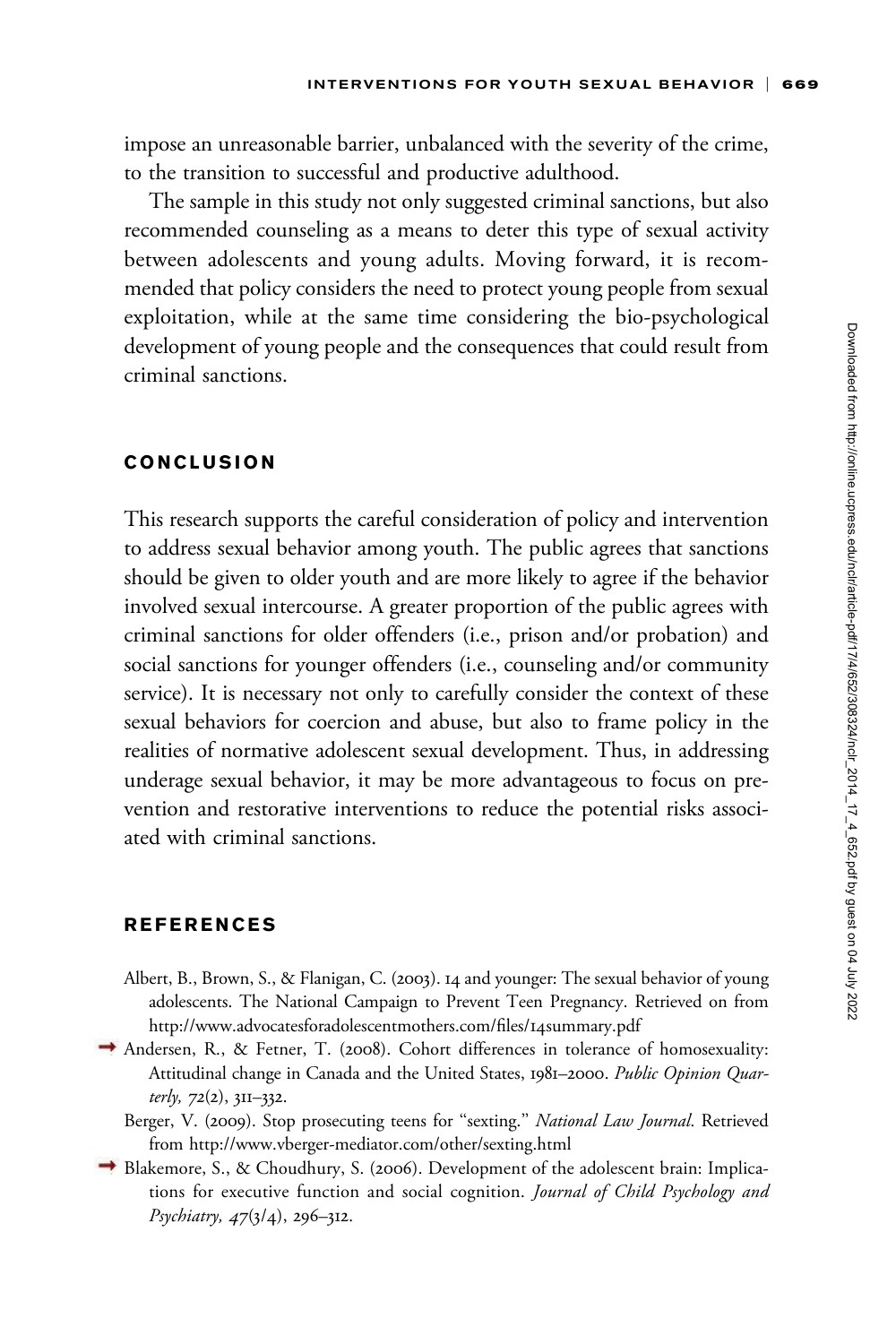impose an unreasonable barrier, unbalanced with the severity of the crime, to the transition to successful and productive adulthood.

The sample in this study not only suggested criminal sanctions, but also recommended counseling as a means to deter this type of sexual activity between adolescents and young adults. Moving forward, it is recommended that policy considers the need to protect young people from sexual exploitation, while at the same time considering the bio-psychological development of young people and the consequences that could result from criminal sanctions.

## CONCLUSION

This research supports the careful consideration of policy and intervention to address sexual behavior among youth. The public agrees that sanctions should be given to older youth and are more likely to agree if the behavior involved sexual intercourse. A greater proportion of the public agrees with criminal sanctions for older offenders (i.e., prison and/or probation) and social sanctions for younger offenders (i.e., counseling and/or community service). It is necessary not only to carefully consider the context of these sexual behaviors for coercion and abuse, but also to frame policy in the realities of normative adolescent sexual development. Thus, in addressing underage sexual behavior, it may be more advantageous to focus on prevention and restorative interventions to reduce the potential risks associated with criminal sanctions.

## REFERENCES

Albert, B., Brown, S., & Flanigan, C. (2003). 14 and younger: The sexual behavior of young adolescents. The National Campaign to Prevent Teen Pregnancy. Retrieved on from http://www.advocatesforadolescentmothers.com/files/14summary.pdf

Andersen, R., & Fetner, T. (2008). Cohort differences in tolerance of homosexuality: Attitudinal change in Canada and the United States, 1981–2000. *Public Opinion Quarterly, 72*(2), 311–332.

Berger, V. (2009). Stop prosecuting teens for "sexting." *National Law Journal*. Retrieved from http://www.vberger-mediator.com/other/sexting.html

Blakemore, S., & Choudhury, S. (2006). Development of the adolescent brain: Implications for executive function and social cognition. *Journal of Child Psychology and Psychiatry, 47*(3/4), 296–312.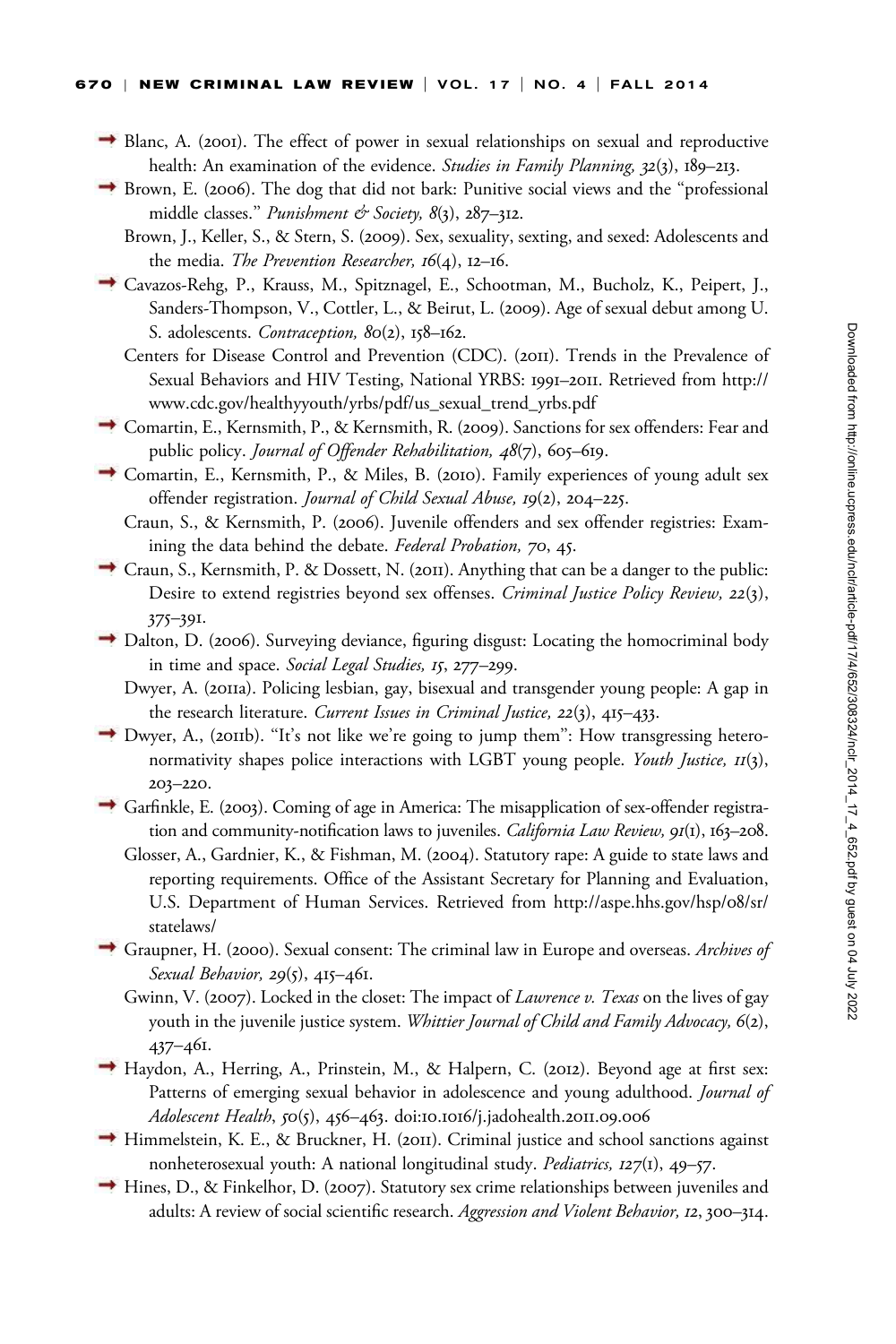Blanc, A. (2001). The effect of power in sexual relationships on sexual and reproductive health: An examination of the evidence. *Studies in Family Planning, 32*(3), 189–213.

Brown, E. (2006). The dog that did not bark: Punitive social views and the "professional middle classes." *Punishment & Society, 8*(3), 287–312.

Brown, J., Keller, S., & Stern, S. (2009). Sex, sexuality, sexting, and sexed: Adolescents and the media. *The Prevention Researcher, 16*(4), 12–16.

Cavazos-Rehg, P., Krauss, M., Spitznagel, E., Schootman, M., Bucholz, K., Peipert, J., Sanders-Thompson, V., Cottler, L., & Beirut, L. (2009). Age of sexual debut among U. S. adolescents. *Contraception, 80*(2), 158–162.

Centers for Disease Control and Prevention (CDC). (2011). Trends in the Prevalence of Sexual Behaviors and HIV Testing, National YRBS: 1991–2011. Retrieved from http://www.cdc.gov/healthyyouth/yrbs/pdf/us_sexual_trend_yrbs.pdf

Comartin, E., Kernsmith, P., & Kernsmith, R. (2009). Sanctions for sex offenders: Fear and public policy. *Journal of Offender Rehabilitation, 48*(7), 605–619.

Comartin, E., Kernsmith, P., & Miles, B. (2010). Family experiences of young adult sex offender registration. *Journal of Child Sexual Abuse, 19*(2), 204–225.

Craun, S., & Kernsmith, P. (2006). Juvenile offenders and sex offender registries: Examining the data behind the debate. *Federal Probation, 70*, 45.

Craun, S., Kernsmith, P. & Dossett, N. (2011). Anything that can be a danger to the public: Desire to extend registries beyond sex offenses. *Criminal Justice Policy Review, 22*(3), 375–391.

Dalton, D. (2006). Surveying deviance, figuring disgust: Locating the homocriminal body in time and space. *Social Legal Studies, 15*, 277–299.

Dwyer, A. (2011a). Policing lesbian, gay, bisexual and transgender young people: A gap in the research literature. *Current Issues in Criminal Justice, 22*(3), 415–433.

Dwyer, A., (2011b). "It's not like we're going to jump them": How transgressing heteronormativity shapes police interactions with LGBT young people. *Youth Justice, 11*(3), 203–220.

Garfinkle, E. (2003). Coming of age in America: The misapplication of sex-offender registration and community-notification laws to juveniles. *California Law Review, 91*(1), 163–208.

Glosser, A., Gardnier, K., & Fishman, M. (2004). Statutory rape: A guide to state laws and reporting requirements. Office of the Assistant Secretary for Planning and Evaluation, U.S. Department of Human Services. Retrieved from http://aspe.hhs.gov/hsp/08/sr/statelaws/

Graupner, H. (2000). Sexual consent: The criminal law in Europe and overseas. *Archives of Sexual Behavior, 29*(5), 415–461.

Gwinn, V. (2007). Locked in the closet: The impact of *Lawrence v. Texas* on the lives of gay youth in the juvenile justice system. *Whittier Journal of Child and Family Advocacy, 6*(2), 437–461.

Haydon, A., Herring, A., Prinstein, M., & Halpern, C. (2012). Beyond age at first sex: Patterns of emerging sexual behavior in adolescence and young adulthood. *Journal of Adolescent Health*, *50*(5), 456–463. doi:10.1016/j.jadohealth.2011.09.006

Himmelstein, K. E., & Bruckner, H. (2011). Criminal justice and school sanctions against nonheterosexual youth: A national longitudinal study. *Pediatrics, 127*(1), 49–57.

Hines, D., & Finkelhor, D. (2007). Statutory sex crime relationships between juveniles and adults: A review of social scientific research. *Aggression and Violent Behavior, 12*, 300–314.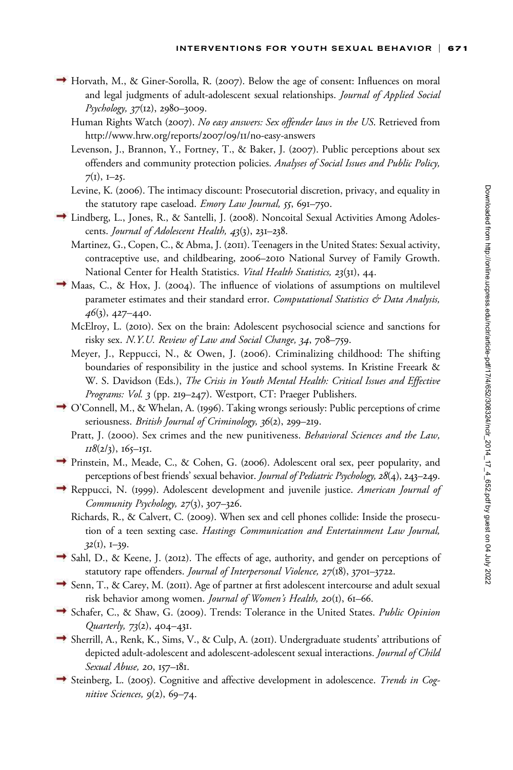Horvath, M., & Giner-Sorolla, R. (2007). Below the age of consent: Influences on moral and legal judgments of adult-adolescent sexual relationships. *Journal of Applied Social Psychology, 37*(12), 2980–3009.

Human Rights Watch (2007). *No easy answers: Sex offender laws in the US*. Retrieved from http://www.hrw.org/reports/2007/09/11/no-easy-answers

Levenson, J., Brannon, Y., Fortney, T., & Baker, J. (2007). Public perceptions about sex offenders and community protection policies. *Analyses of Social Issues and Public Policy, 7*(1), 1–25.

Levine, K. (2006). The intimacy discount: Prosecutorial discretion, privacy, and equality in the statutory rape caseload. *Emory Law Journal, 55*, 691–750.

Lindberg, L., Jones, R., & Santelli, J. (2008). Noncoital Sexual Activities Among Adolescents. *Journal of Adolescent Health, 43*(3), 231–238.

Martinez, G., Copen, C., & Abma, J. (2011). Teenagers in the United States: Sexual activity, contraceptive use, and childbearing, 2006–2010 National Survey of Family Growth. National Center for Health Statistics. *Vital Health Statistics, 23*(31), 44.

Maas, C., & Hox, J. (2004). The influence of violations of assumptions on multilevel parameter estimates and their standard error. *Computational Statistics & Data Analysis, 46*(3), 427–440.

McElroy, L. (2010). Sex on the brain: Adolescent psychosocial science and sanctions for risky sex. *N.Y.U. Review of Law and Social Change, 34*, 708–759.

Meyer, J., Reppucci, N., & Owen, J. (2006). Criminalizing childhood: The shifting boundaries of responsibility in the justice and school systems. In Kristine Freeark & W. S. Davidson (Eds.), *The Crisis in Youth Mental Health: Critical Issues and Effective Programs: Vol. 3* (pp. 219–247). Westport, CT: Praeger Publishers.

O'Connell, M., & Whelan, A. (1996). Taking wrongs seriously: Public perceptions of crime seriousness. *British Journal of Criminology, 36*(2), 299–219.

Pratt, J. (2000). Sex crimes and the new punitiveness. *Behavioral Sciences and the Law, 118*(2/3), 165–151.

Prinstein, M., Meade, C., & Cohen, G. (2006). Adolescent oral sex, peer popularity, and perceptions of best friends' sexual behavior. *Journal of Pediatric Psychology, 28*(4), 243–249.

Reppucci, N. (1999). Adolescent development and juvenile justice. *American Journal of Community Psychology, 27*(3), 307–326.

Richards, R., & Calvert, C. (2009). When sex and cell phones collide: Inside the prosecution of a teen sexting case. *Hastings Communication and Entertainment Law Journal, 32*(1), 1–39.

Sahl, D., & Keene, J. (2012). The effects of age, authority, and gender on perceptions of statutory rape offenders. *Journal of Interpersonal Violence, 27*(18), 3701–3722.

Senn, T., & Carey, M. (2011). Age of partner at first adolescent intercourse and adult sexual risk behavior among women. *Journal of Women's Health, 20*(1), 61–66.

Schafer, C., & Shaw, G. (2009). Trends: Tolerance in the United States. *Public Opinion Quarterly, 73*(2), 404–431.

Sherrill, A., Renk, K., Sims, V., & Culp, A. (2011). Undergraduate students' attributions of depicted adult-adolescent and adolescent-adolescent sexual interactions. *Journal of Child Sexual Abuse, 20*, 157–181.

Steinberg, L. (2005). Cognitive and affective development in adolescence. *Trends in Cognitive Sciences, 9*(2), 69–74.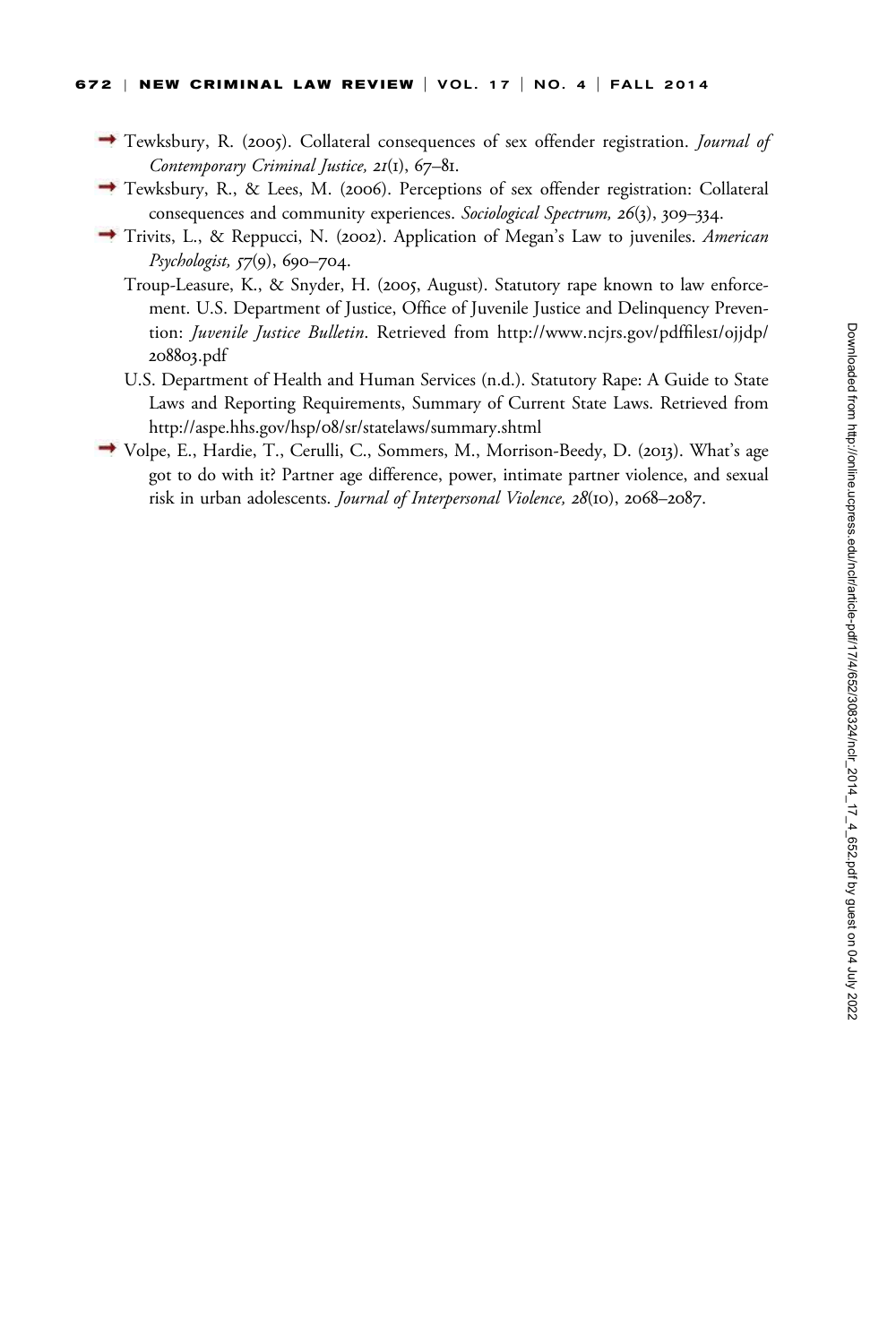Tewksbury, R. (2005). Collateral consequences of sex offender registration. *Journal of Contemporary Criminal Justice, 21*(1), 67–81.

Tewksbury, R., & Lees, M. (2006). Perceptions of sex offender registration: Collateral consequences and community experiences. *Sociological Spectrum, 26*(3), 309–334.

Trivits, L., & Reppucci, N. (2002). Application of Megan's Law to juveniles. *American Psychologist, 57*(9), 690–704.

Troup-Leasure, K., & Snyder, H. (2005, August). Statutory rape known to law enforcement. U.S. Department of Justice, Office of Juvenile Justice and Delinquency Prevention: *Juvenile Justice Bulletin*. Retrieved from http://www.ncjrs.gov/pdffiles1/ojjdp/208803.pdf

U.S. Department of Health and Human Services (n.d.). Statutory Rape: A Guide to State Laws and Reporting Requirements, Summary of Current State Laws. Retrieved from http://aspe.hhs.gov/hsp/08/sr/statelaws/summary.shtml

Volpe, E., Hardie, T., Cerulli, C., Sommers, M., Morrison-Beedy, D. (2013). What's age got to do with it? Partner age difference, power, intimate partner violence, and sexual risk in urban adolescents. *Journal of Interpersonal Violence, 28*(10), 2068–2087.